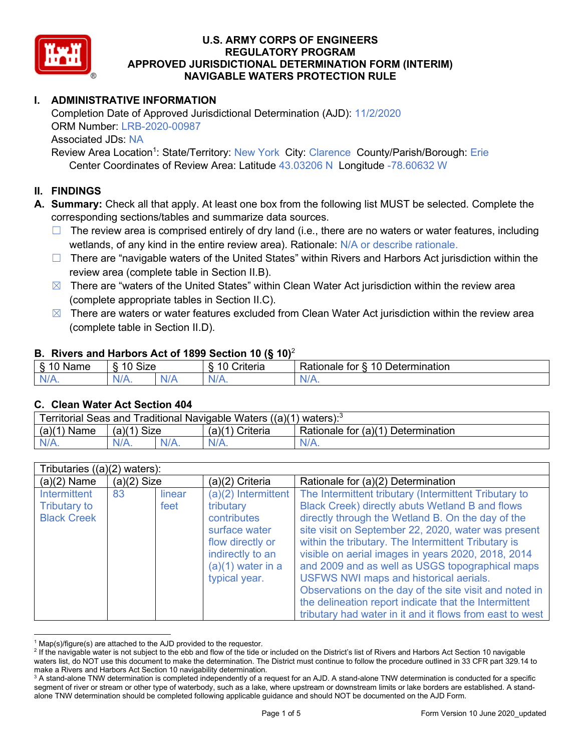# U.S. ARMY CORPS OF ENGINEERS
# REGULATORY PROGRAM
# APPROVED JURISDICTIONAL DETERMINATION FORM (INTERIM)
# NAVIGABLE WATERS PROTECTION RULE

## I. ADMINISTRATIVE INFORMATION

Completion Date of Approved Jurisdictional Determination (AJD): 11/2/2020
ORM Number: LRB-2020-00987
Associated JDs: NA
Review Area Location[1]: State/Territory: New York City: Clarence County/Parish/Borough: Erie
Center Coordinates of Review Area: Latitude 43.03206 N Longitude -78.60632 W

## II. FINDINGS

**A. Summary:** Check all that apply. At least one box from the following list MUST be selected. Complete the corresponding sections/tables and summarize data sources.

☐ The review area is comprised entirely of dry land (i.e., there are no waters or water features, including wetlands, of any kind in the entire review area). Rationale: N/A or describe rationale.

☐ There are "navigable waters of the United States" within Rivers and Harbors Act jurisdiction within the review area (complete table in Section II.B).

☒ There are "waters of the United States" within Clean Water Act jurisdiction within the review area (complete appropriate tables in Section II.C).

☒ There are waters or water features excluded from Clean Water Act jurisdiction within the review area (complete table in Section II.D).

### B. Rivers and Harbors Act of 1899 Section 10 (§ 10)[2]

| § 10 Name | § 10 Size | | § 10 Criteria | Rationale for § 10 Determination |
|---|---|---|---|---|
| N/A. | N/A. | N/A | N/A. | N/A. |

### C. Clean Water Act Section 404

| Territorial Seas and Traditional Navigable Waters ((a)(1) waters):[3] | | | | |
|---|---|---|---|---|
| (a)(1) Name | (a)(1) Size | | (a)(1) Criteria | Rationale for (a)(1) Determination |
| N/A. | N/A. | N/A. | N/A. | N/A. |

| Tributaries ((a)(2) waters): | | | | |
|---|---|---|---|---|
| (a)(2) Name | (a)(2) Size | | (a)(2) Criteria | Rationale for (a)(2) Determination |
| Intermittent Tributary to Black Creek | 83 | linear feet | (a)(2) Intermittent tributary contributes surface water flow directly or indirectly to an (a)(1) water in a typical year. | The Intermittent tributary (Intermittent Tributary to Black Creek) directly abuts Wetland B and flows directly through the Wetland B. On the day of the site visit on September 22, 2020, water was present within the tributary. The Intermittent Tributary is visible on aerial images in years 2020, 2018, 2014 and 2009 and as well as USGS topographical maps USFWS NWI maps and historical aerials. Observations on the day of the site visit and noted in the delineation report indicate that the Intermittent tributary had water in it and it flows from east to west |

---

[1] Map(s)/figure(s) are attached to the AJD provided to the requestor.

[2] If the navigable water is not subject to the ebb and flow of the tide or included on the District's list of Rivers and Harbors Act Section 10 navigable waters list, do NOT use this document to make the determination. The District must continue to follow the procedure outlined in 33 CFR part 329.14 to make a Rivers and Harbors Act Section 10 navigability determination.

[3] A stand-alone TNW determination is completed independently of a request for an AJD. A stand-alone TNW determination is conducted for a specific segment of river or stream or other type of waterbody, such as a lake, where upstream or downstream limits or lake borders are established. A stand-alone TNW determination should be completed following applicable guidance and should NOT be documented on the AJD Form.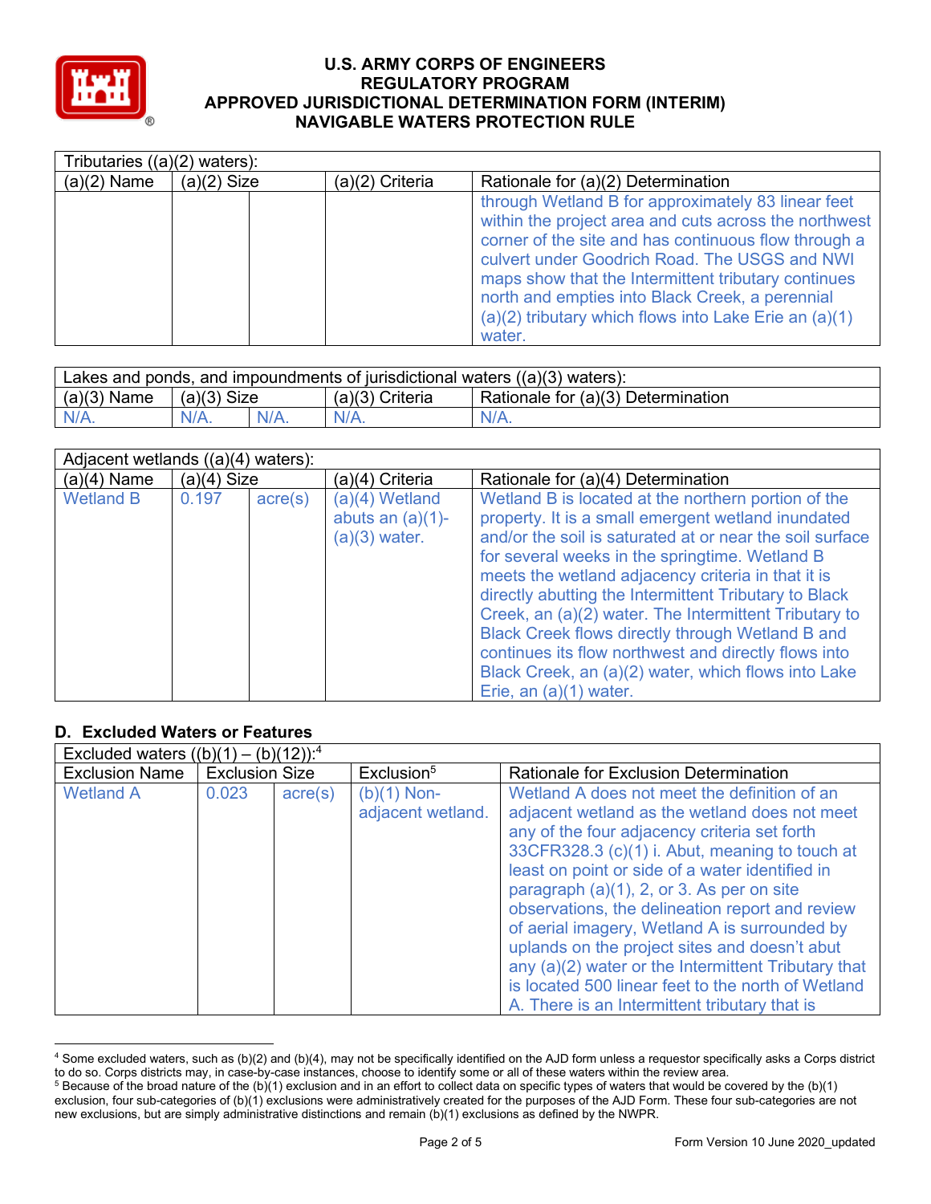| Tributaries ((a)(2) waters): | | | | |
|---|---|---|---|---|
| (a)(2) Name | (a)(2) Size | | (a)(2) Criteria | Rationale for (a)(2) Determination |
| | | | | through Wetland B for approximately 83 linear feet within the project area and cuts across the northwest corner of the site and has continuous flow through a culvert under Goodrich Road. The USGS and NWI maps show that the Intermittent tributary continues north and empties into Black Creek, a perennial (a)(2) tributary which flows into Lake Erie an (a)(1) water. |

| Lakes and ponds, and impoundments of jurisdictional waters ((a)(3) waters): | | | | |
|---|---|---|---|---|
| (a)(3) Name | (a)(3) Size | | (a)(3) Criteria | Rationale for (a)(3) Determination |
| N/A. | N/A. | N/A. | N/A. | N/A. |

| Adjacent wetlands ((a)(4) waters): | | | | |
|---|---|---|---|---|
| (a)(4) Name | (a)(4) Size | | (a)(4) Criteria | Rationale for (a)(4) Determination |
| Wetland B | 0.197 | acre(s) | (a)(4) Wetland abuts an (a)(1)-(a)(3) water. | Wetland B is located at the northern portion of the property. It is a small emergent wetland inundated and/or the soil is saturated at or near the soil surface for several weeks in the springtime. Wetland B meets the wetland adjacency criteria in that it is directly abutting the Intermittent Tributary to Black Creek, an (a)(2) water. The Intermittent Tributary to Black Creek flows directly through Wetland B and continues its flow northwest and directly flows into Black Creek, an (a)(2) water, which flows into Lake Erie, an (a)(1) water. |

## D. Excluded Waters or Features

| Excluded waters ((b)(1) – (b)(12)):[4] | | | | |
|---|---|---|---|---|
| Exclusion Name | Exclusion Size | | Exclusion[5] | Rationale for Exclusion Determination |
| Wetland A | 0.023 | acre(s) | (b)(1) Non-adjacent wetland. | Wetland A does not meet the definition of an adjacent wetland as the wetland does not meet any of the four adjacency criteria set forth 33CFR328.3 (c)(1) i. Abut, meaning to touch at least on point or side of a water identified in paragraph (a)(1), 2, or 3. As per on site observations, the delineation report and review of aerial imagery, Wetland A is surrounded by uplands on the project sites and doesn't abut any (a)(2) water or the Intermittent Tributary that is located 500 linear feet to the north of Wetland A. There is an Intermittent tributary that is |

[4] Some excluded waters, such as (b)(2) and (b)(4), may not be specifically identified on the AJD form unless a requestor specifically asks a Corps district to do so. Corps districts may, in case-by-case instances, choose to identify some or all of these waters within the review area.

[5] Because of the broad nature of the (b)(1) exclusion and in an effort to collect data on specific types of waters that would be covered by the (b)(1) exclusion, four sub-categories of (b)(1) exclusions were administratively created for the purposes of the AJD Form. These four sub-categories are not new exclusions, but are simply administrative distinctions and remain (b)(1) exclusions as defined by the NWPR.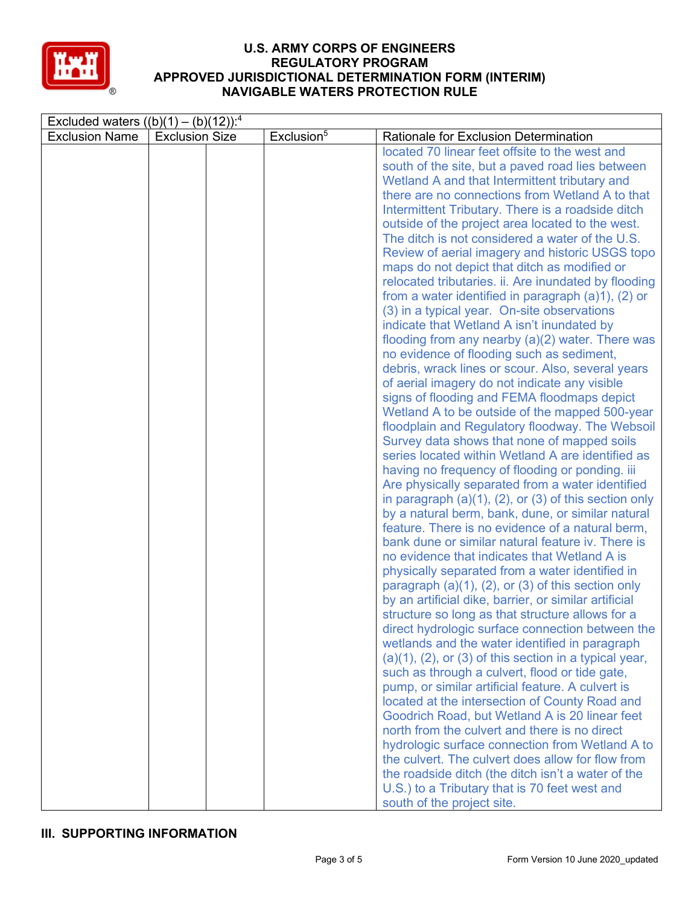# U.S. ARMY CORPS OF ENGINEERS
# REGULATORY PROGRAM
# APPROVED JURISDICTIONAL DETERMINATION FORM (INTERIM)
# NAVIGABLE WATERS PROTECTION RULE

| Excluded waters ((b)(1) – (b)(12)):[4] | | | |
|---|---|---|---|
| Exclusion Name | Exclusion Size | | Exclusion[5] | Rationale for Exclusion Determination |
| | | | | located 70 linear feet offsite to the west and south of the site, but a paved road lies between Wetland A and that Intermittent tributary and there are no connections from Wetland A to that Intermittent Tributary. There is a roadside ditch outside of the project area located to the west. The ditch is not considered a water of the U.S. Review of aerial imagery and historic USGS topo maps do not depict that ditch as modified or relocated tributaries. ii. Are inundated by flooding from a water identified in paragraph (a)1), (2) or (3) in a typical year. On-site observations indicate that Wetland A isn't inundated by flooding from any nearby (a)(2) water. There was no evidence of flooding such as sediment, debris, wrack lines or scour. Also, several years of aerial imagery do not indicate any visible signs of flooding and FEMA floodmaps depict Wetland A to be outside of the mapped 500-year floodplain and Regulatory floodway. The Websoil Survey data shows that none of mapped soils series located within Wetland A are identified as having no frequency of flooding or ponding. iii Are physically separated from a water identified in paragraph (a)(1), (2), or (3) of this section only by a natural berm, bank, dune, or similar natural feature. There is no evidence of a natural berm, bank dune or similar natural feature iv. There is no evidence that indicates that Wetland A is physically separated from a water identified in paragraph (a)(1), (2), or (3) of this section only by an artificial dike, barrier, or similar artificial structure so long as that structure allows for a direct hydrologic surface connection between the wetlands and the water identified in paragraph (a)(1), (2), or (3) of this section in a typical year, such as through a culvert, flood or tide gate, pump, or similar artificial feature. A culvert is located at the intersection of County Road and Goodrich Road, but Wetland A is 20 linear feet north from the culvert and there is no direct hydrologic surface connection from Wetland A to the culvert. The culvert does allow for flow from the roadside ditch (the ditch isn't a water of the U.S.) to a Tributary that is 70 feet west and south of the project site. |

## III. SUPPORTING INFORMATION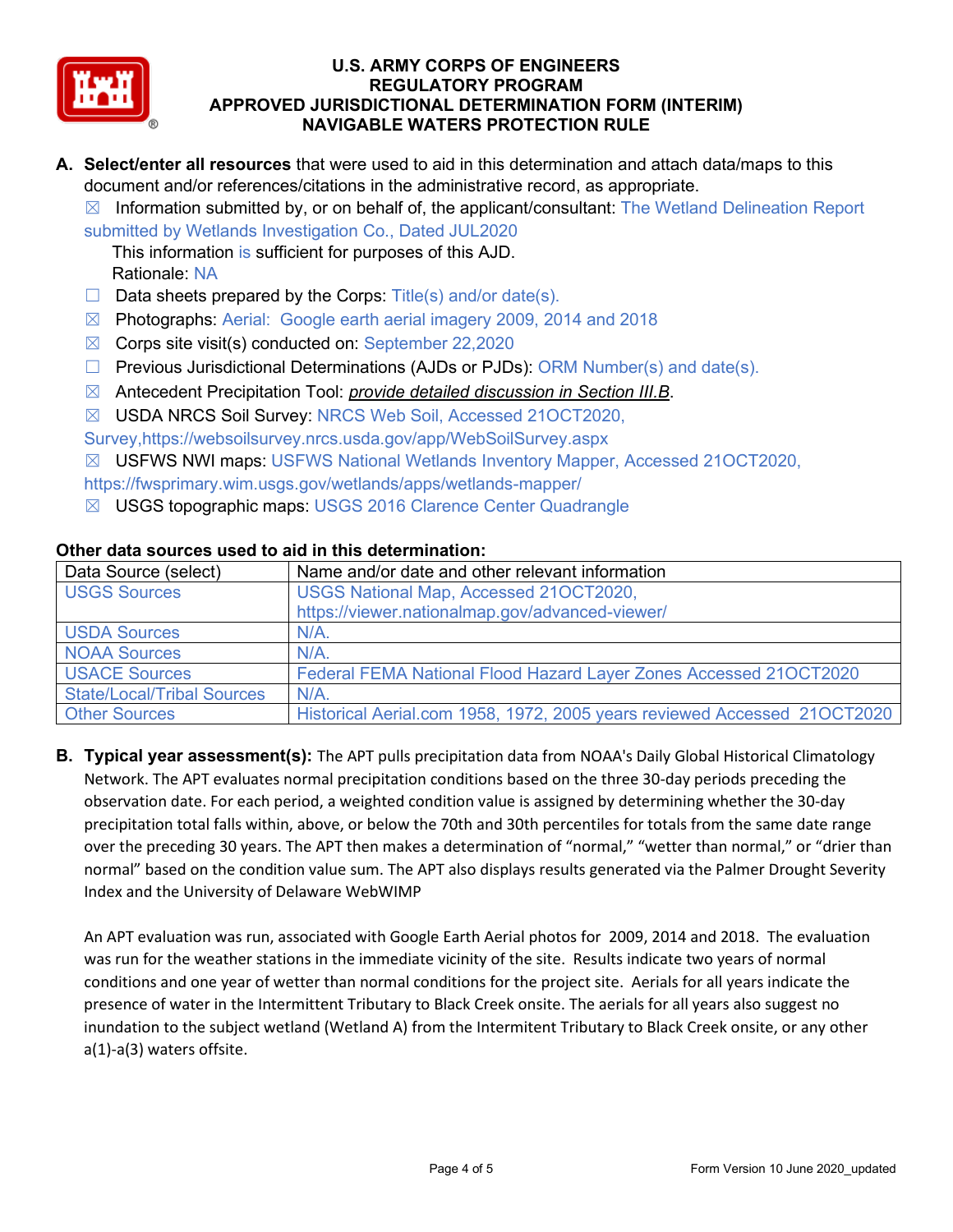# U.S. ARMY CORPS OF ENGINEERS
## REGULATORY PROGRAM
## APPROVED JURISDICTIONAL DETERMINATION FORM (INTERIM)
## NAVIGABLE WATERS PROTECTION RULE

**A. Select/enter all resources** that were used to aid in this determination and attach data/maps to this document and/or references/citations in the administrative record, as appropriate.

☒ Information submitted by, or on behalf of, the applicant/consultant: The Wetland Delineation Report submitted by Wetlands Investigation Co., Dated JUL2020

This information is sufficient for purposes of this AJD.

Rationale: NA

☐ Data sheets prepared by the Corps: Title(s) and/or date(s).

☒ Photographs: Aerial: Google earth aerial imagery 2009, 2014 and 2018

☒ Corps site visit(s) conducted on: September 22,2020

☐ Previous Jurisdictional Determinations (AJDs or PJDs): ORM Number(s) and date(s).

☒ Antecedent Precipitation Tool: *provide detailed discussion in Section III.B*.

☒ USDA NRCS Soil Survey: NRCS Web Soil, Accessed 21OCT2020, Survey,https://websoilsurvey.nrcs.usda.gov/app/WebSoilSurvey.aspx

☒ USFWS NWI maps: USFWS National Wetlands Inventory Mapper, Accessed 21OCT2020, https://fwsprimary.wim.usgs.gov/wetlands/apps/wetlands-mapper/

☒ USGS topographic maps: USGS 2016 Clarence Center Quadrangle

**Other data sources used to aid in this determination:**

| Data Source (select) | Name and/or date and other relevant information |
|---|---|
| USGS Sources | USGS National Map, Accessed 21OCT2020, https://viewer.nationalmap.gov/advanced-viewer/ |
| USDA Sources | N/A. |
| NOAA Sources | N/A. |
| USACE Sources | Federal FEMA National Flood Hazard Layer Zones Accessed 21OCT2020 |
| State/Local/Tribal Sources | N/A. |
| Other Sources | Historical Aerial.com 1958, 1972, 2005 years reviewed Accessed 21OCT2020 |

**B. Typical year assessment(s):** The APT pulls precipitation data from NOAA's Daily Global Historical Climatology Network. The APT evaluates normal precipitation conditions based on the three 30-day periods preceding the observation date. For each period, a weighted condition value is assigned by determining whether the 30-day precipitation total falls within, above, or below the 70th and 30th percentiles for totals from the same date range over the preceding 30 years. The APT then makes a determination of "normal," "wetter than normal," or "drier than normal" based on the condition value sum. The APT also displays results generated via the Palmer Drought Severity Index and the University of Delaware WebWIMP

An APT evaluation was run, associated with Google Earth Aerial photos for 2009, 2014 and 2018. The evaluation was run for the weather stations in the immediate vicinity of the site. Results indicate two years of normal conditions and one year of wetter than normal conditions for the project site. Aerials for all years indicate the presence of water in the Intermittent Tributary to Black Creek onsite. The aerials for all years also suggest no inundation to the subject wetland (Wetland A) from the Intermitent Tributary to Black Creek onsite, or any other a(1)-a(3) waters offsite.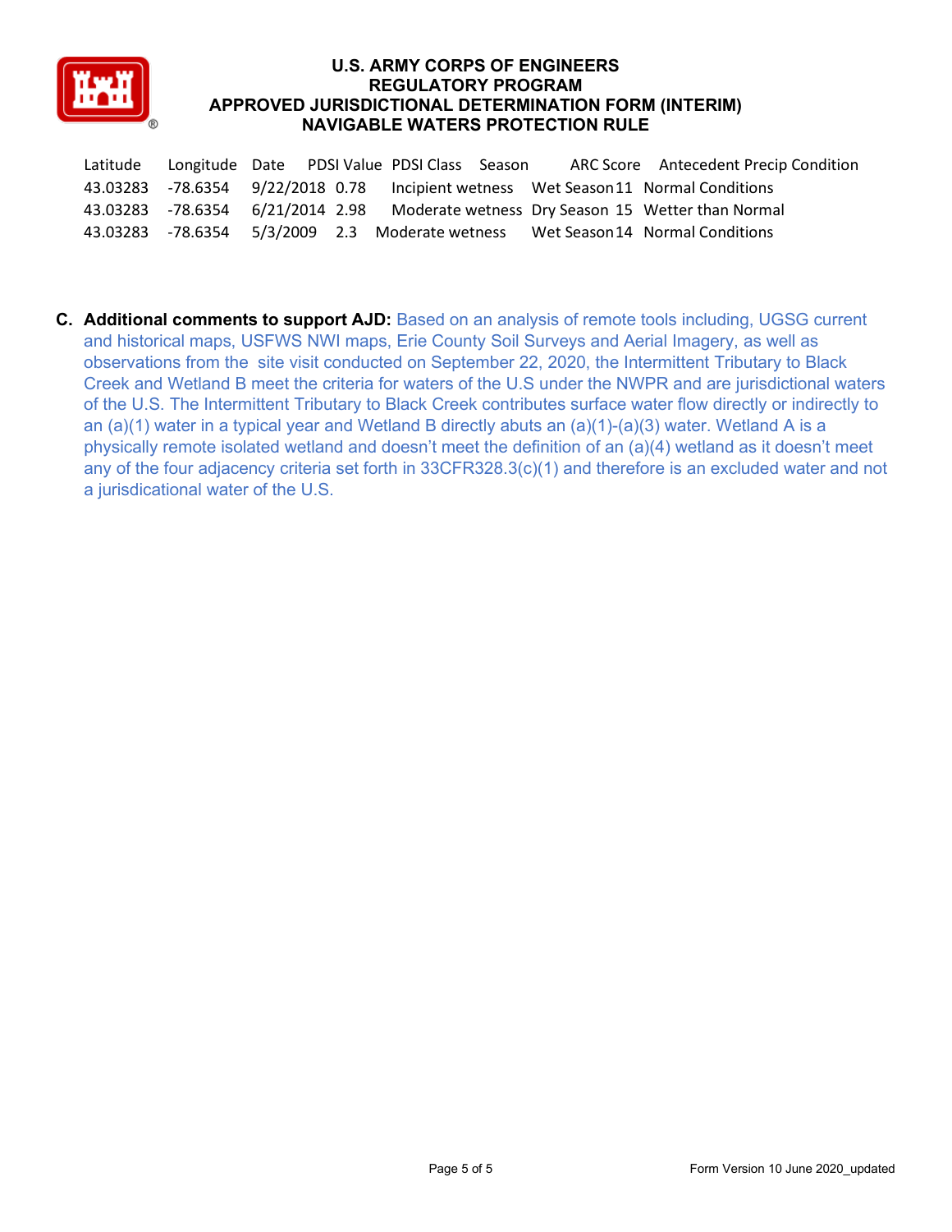# U.S. ARMY CORPS OF ENGINEERS
## REGULATORY PROGRAM
## APPROVED JURISDICTIONAL DETERMINATION FORM (INTERIM)
## NAVIGABLE WATERS PROTECTION RULE

| Latitude | Longitude | Date | PDSI Value | PDSI Class | Season | ARC Score | Antecedent Precip Condition |
|---|---|---|---|---|---|---|---|
| 43.03283 | -78.6354 | 9/22/2018 | 0.78 | Incipient wetness | Wet Season | 11 | Normal Conditions |
| 43.03283 | -78.6354 | 6/21/2014 | 2.98 | Moderate wetness | Dry Season | 15 | Wetter than Normal |
| 43.03283 | -78.6354 | 5/3/2009 | 2.3 | Moderate wetness | Wet Season | 14 | Normal Conditions |

C. **Additional comments to support AJD:** Based on an analysis of remote tools including, UGSG current and historical maps, USFWS NWI maps, Erie County Soil Surveys and Aerial Imagery, as well as observations from the site visit conducted on September 22, 2020, the Intermittent Tributary to Black Creek and Wetland B meet the criteria for waters of the U.S under the NWPR and are jurisdictional waters of the U.S. The Intermittent Tributary to Black Creek contributes surface water flow directly or indirectly to an (a)(1) water in a typical year and Wetland B directly abuts an (a)(1)-(a)(3) water. Wetland A is a physically remote isolated wetland and doesn't meet the definition of an (a)(4) wetland as it doesn't meet any of the four adjacency criteria set forth in 33CFR328.3(c)(1) and therefore is an excluded water and not a jurisdictional water of the U.S.